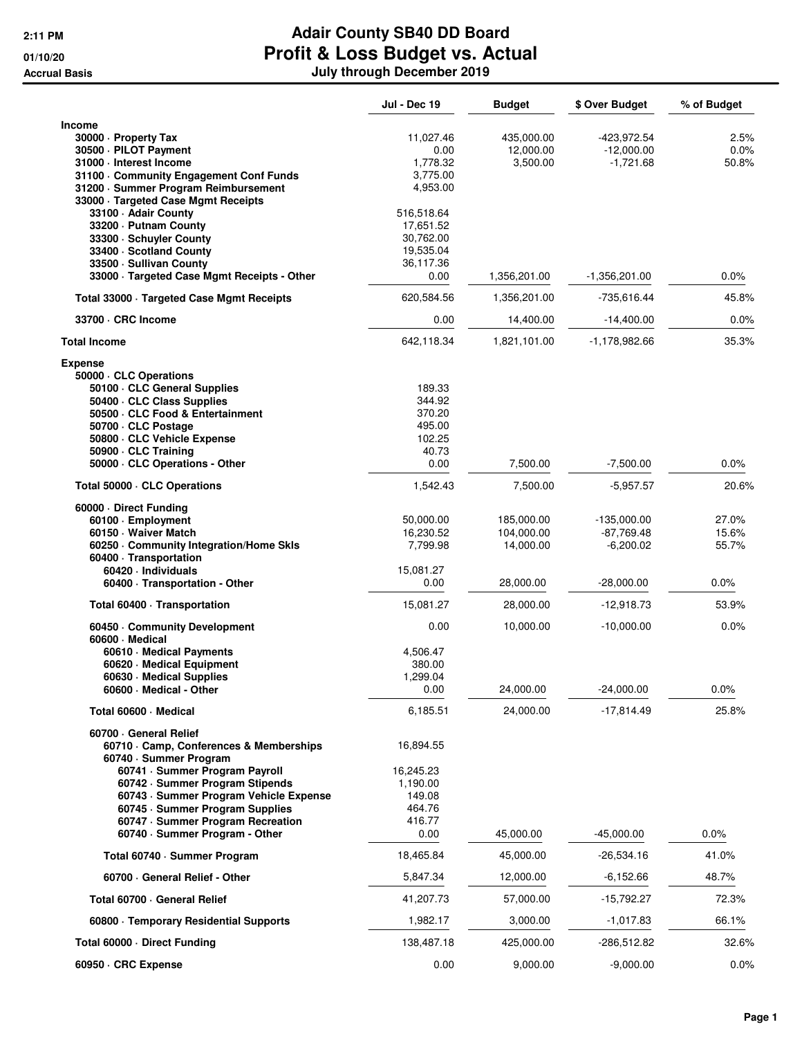# Adair County SB40 DD Board

## Profit & Loss Budget vs. Actual

### July through December 2019

2:11 PM
01/10/20
Accrual Basis

| | Jul - Dec 19 | Budget | $ Over Budget | % of Budget |
|---|---|---|---|---|
| **Income** | | | | |
| 30000 · Property Tax | 11,027.46 | 435,000.00 | -423,972.54 | 2.5% |
| 30500 · PILOT Payment | 0.00 | 12,000.00 | -12,000.00 | 0.0% |
| 31000 · Interest Income | 1,778.32 | 3,500.00 | -1,721.68 | 50.8% |
| 31100 · Community Engagement Conf Funds | 3,775.00 | | | |
| 31200 · Summer Program Reimbursement | 4,953.00 | | | |
| 33000 · Targeted Case Mgmt Receipts | | | | |
| 33100 · Adair County | 516,518.64 | | | |
| 33200 · Putnam County | 17,651.52 | | | |
| 33300 · Schuyler County | 30,762.00 | | | |
| 33400 · Scotland County | 19,535.04 | | | |
| 33500 · Sullivan County | 36,117.36 | | | |
| 33000 · Targeted Case Mgmt Receipts - Other | 0.00 | 1,356,201.00 | -1,356,201.00 | 0.0% |
| Total 33000 · Targeted Case Mgmt Receipts | 620,584.56 | 1,356,201.00 | -735,616.44 | 45.8% |
| 33700 · CRC Income | 0.00 | 14,400.00 | -14,400.00 | 0.0% |
| **Total Income** | 642,118.34 | 1,821,101.00 | -1,178,982.66 | 35.3% |
| **Expense** | | | | |
| 50000 · CLC Operations | | | | |
| 50100 · CLC General Supplies | 189.33 | | | |
| 50400 · CLC Class Supplies | 344.92 | | | |
| 50500 · CLC Food & Entertainment | 370.20 | | | |
| 50700 · CLC Postage | 495.00 | | | |
| 50800 · CLC Vehicle Expense | 102.25 | | | |
| 50900 · CLC Training | 40.73 | | | |
| 50000 · CLC Operations - Other | 0.00 | 7,500.00 | -7,500.00 | 0.0% |
| Total 50000 · CLC Operations | 1,542.43 | 7,500.00 | -5,957.57 | 20.6% |
| 60000 · Direct Funding | | | | |
| 60100 · Employment | 50,000.00 | 185,000.00 | -135,000.00 | 27.0% |
| 60150 · Waiver Match | 16,230.52 | 104,000.00 | -87,769.48 | 15.6% |
| 60250 · Community Integration/Home Skls | 7,799.98 | 14,000.00 | -6,200.02 | 55.7% |
| 60400 · Transportation | | | | |
| 60420 · Individuals | 15,081.27 | | | |
| 60400 · Transportation - Other | 0.00 | 28,000.00 | -28,000.00 | 0.0% |
| Total 60400 · Transportation | 15,081.27 | 28,000.00 | -12,918.73 | 53.9% |
| 60450 · Community Development | 0.00 | 10,000.00 | -10,000.00 | 0.0% |
| 60600 · Medical | | | | |
| 60610 · Medical Payments | 4,506.47 | | | |
| 60620 · Medical Equipment | 380.00 | | | |
| 60630 · Medical Supplies | 1,299.04 | | | |
| 60600 · Medical - Other | 0.00 | 24,000.00 | -24,000.00 | 0.0% |
| Total 60600 · Medical | 6,185.51 | 24,000.00 | -17,814.49 | 25.8% |
| 60700 · General Relief | | | | |
| 60710 · Camp, Conferences & Memberships | 16,894.55 | | | |
| 60740 · Summer Program | | | | |
| 60741 · Summer Program Payroll | 16,245.23 | | | |
| 60742 · Summer Program Stipends | 1,190.00 | | | |
| 60743 · Summer Program Vehicle Expense | 149.08 | | | |
| 60745 · Summer Program Supplies | 464.76 | | | |
| 60747 · Summer Program Recreation | 416.77 | | | |
| 60740 · Summer Program - Other | 0.00 | 45,000.00 | -45,000.00 | 0.0% |
| Total 60740 · Summer Program | 18,465.84 | 45,000.00 | -26,534.16 | 41.0% |
| 60700 · General Relief - Other | 5,847.34 | 12,000.00 | -6,152.66 | 48.7% |
| Total 60700 · General Relief | 41,207.73 | 57,000.00 | -15,792.27 | 72.3% |
| 60800 · Temporary Residential Supports | 1,982.17 | 3,000.00 | -1,017.83 | 66.1% |
| Total 60000 · Direct Funding | 138,487.18 | 425,000.00 | -286,512.82 | 32.6% |
| 60950 · CRC Expense | 0.00 | 9,000.00 | -9,000.00 | 0.0% |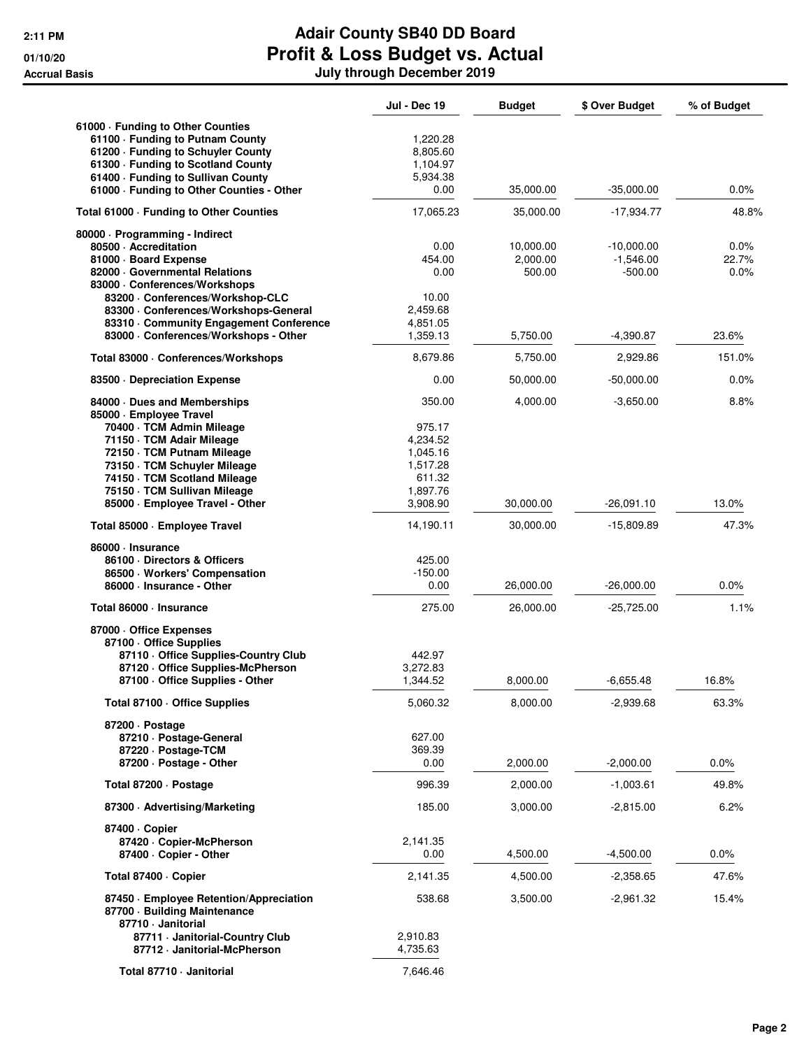# Adair County SB40 DD Board
## Profit & Loss Budget vs. Actual
### July through December 2019

2:11 PM
01/10/20
Accrual Basis

| | Jul - Dec 19 | Budget | $ Over Budget | % of Budget |
|---|---|---|---|---|
| 61000 · Funding to Other Counties | | | | |
| 61100 · Funding to Putnam County | 1,220.28 | | | |
| 61200 · Funding to Schuyler County | 8,805.60 | | | |
| 61300 · Funding to Scotland County | 1,104.97 | | | |
| 61400 · Funding to Sullivan County | 5,934.38 | | | |
| 61000 · Funding to Other Counties - Other | 0.00 | 35,000.00 | -35,000.00 | 0.0% |
| **Total 61000 · Funding to Other Counties** | 17,065.23 | 35,000.00 | -17,934.77 | 48.8% |
| 80000 · Programming - Indirect | | | | |
| 80500 · Accreditation | 0.00 | 10,000.00 | -10,000.00 | 0.0% |
| 81000 · Board Expense | 454.00 | 2,000.00 | -1,546.00 | 22.7% |
| 82000 · Governmental Relations | 0.00 | 500.00 | -500.00 | 0.0% |
| 83000 · Conferences/Workshops | | | | |
| 83200 · Conferences/Workshop-CLC | 10.00 | | | |
| 83300 · Conferences/Workshops-General | 2,459.68 | | | |
| 83310 · Community Engagement Conference | 4,851.05 | | | |
| 83000 · Conferences/Workshops - Other | 1,359.13 | 5,750.00 | -4,390.87 | 23.6% |
| **Total 83000 · Conferences/Workshops** | 8,679.86 | 5,750.00 | 2,929.86 | 151.0% |
| 83500 · Depreciation Expense | 0.00 | 50,000.00 | -50,000.00 | 0.0% |
| 84000 · Dues and Memberships | 350.00 | 4,000.00 | -3,650.00 | 8.8% |
| 85000 · Employee Travel | | | | |
| 70400 · TCM Admin Mileage | 975.17 | | | |
| 71150 · TCM Adair Mileage | 4,234.52 | | | |
| 72150 · TCM Putnam Mileage | 1,045.16 | | | |
| 73150 · TCM Schuyler Mileage | 1,517.28 | | | |
| 74150 · TCM Scotland Mileage | 611.32 | | | |
| 75150 · TCM Sullivan Mileage | 1,897.76 | | | |
| 85000 · Employee Travel - Other | 3,908.90 | 30,000.00 | -26,091.10 | 13.0% |
| **Total 85000 · Employee Travel** | 14,190.11 | 30,000.00 | -15,809.89 | 47.3% |
| 86000 · Insurance | | | | |
| 86100 · Directors & Officers | 425.00 | | | |
| 86500 · Workers' Compensation | -150.00 | | | |
| 86000 · Insurance - Other | 0.00 | 26,000.00 | -26,000.00 | 0.0% |
| **Total 86000 · Insurance** | 275.00 | 26,000.00 | -25,725.00 | 1.1% |
| 87000 · Office Expenses | | | | |
| 87100 · Office Supplies | | | | |
| 87110 · Office Supplies-Country Club | 442.97 | | | |
| 87120 · Office Supplies-McPherson | 3,272.83 | | | |
| 87100 · Office Supplies - Other | 1,344.52 | 8,000.00 | -6,655.48 | 16.8% |
| **Total 87100 · Office Supplies** | 5,060.32 | 8,000.00 | -2,939.68 | 63.3% |
| 87200 · Postage | | | | |
| 87210 · Postage-General | 627.00 | | | |
| 87220 · Postage-TCM | 369.39 | | | |
| 87200 · Postage - Other | 0.00 | 2,000.00 | -2,000.00 | 0.0% |
| **Total 87200 · Postage** | 996.39 | 2,000.00 | -1,003.61 | 49.8% |
| 87300 · Advertising/Marketing | 185.00 | 3,000.00 | -2,815.00 | 6.2% |
| 87400 · Copier | | | | |
| 87420 · Copier-McPherson | 2,141.35 | | | |
| 87400 · Copier - Other | 0.00 | 4,500.00 | -4,500.00 | 0.0% |
| **Total 87400 · Copier** | 2,141.35 | 4,500.00 | -2,358.65 | 47.6% |
| 87450 · Employee Retention/Appreciation | 538.68 | 3,500.00 | -2,961.32 | 15.4% |
| 87700 · Building Maintenance | | | | |
| 87710 · Janitorial | | | | |
| 87711 · Janitorial-Country Club | 2,910.83 | | | |
| 87712 · Janitorial-McPherson | 4,735.63 | | | |
| **Total 87710 · Janitorial** | 7,646.46 | | | |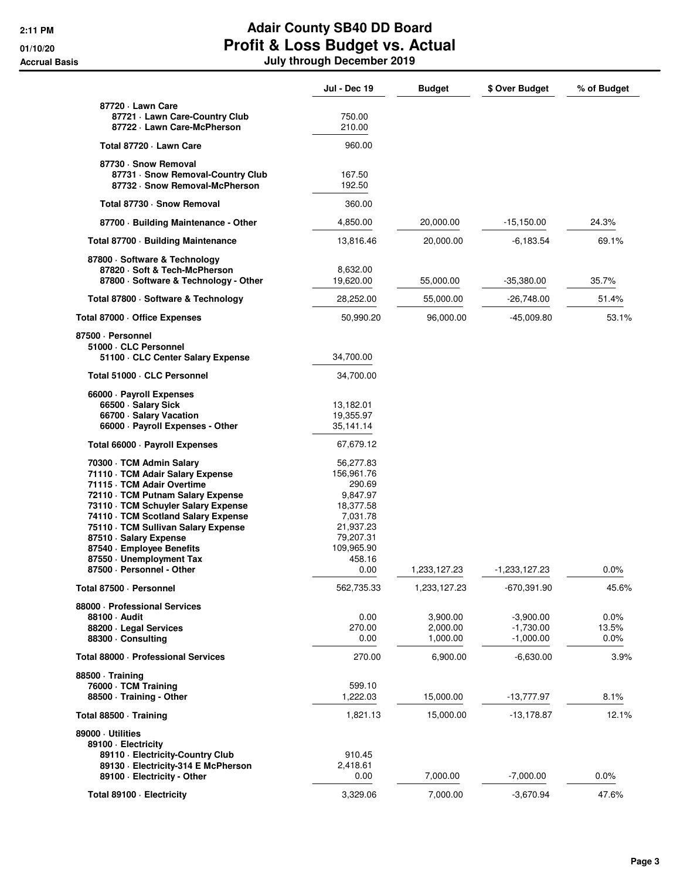# Adair County SB40 DD Board
## Profit & Loss Budget vs. Actual
### July through December 2019

Accrual Basis

| | Jul - Dec 19 | Budget | $ Over Budget | % of Budget |
|---|---|---|---|---|
| 87720 · Lawn Care | | | | |
| 87721 · Lawn Care-Country Club | 750.00 | | | |
| 87722 · Lawn Care-McPherson | 210.00 | | | |
| Total 87720 · Lawn Care | 960.00 | | | |
| 87730 · Snow Removal | | | | |
| 87731 · Snow Removal-Country Club | 167.50 | | | |
| 87732 · Snow Removal-McPherson | 192.50 | | | |
| Total 87730 · Snow Removal | 360.00 | | | |
| 87700 · Building Maintenance - Other | 4,850.00 | 20,000.00 | -15,150.00 | 24.3% |
| Total 87700 · Building Maintenance | 13,816.46 | 20,000.00 | -6,183.54 | 69.1% |
| 87800 · Software & Technology | | | | |
| 87820 · Soft & Tech-McPherson | 8,632.00 | | | |
| 87800 · Software & Technology - Other | 19,620.00 | 55,000.00 | -35,380.00 | 35.7% |
| Total 87800 · Software & Technology | 28,252.00 | 55,000.00 | -26,748.00 | 51.4% |
| Total 87000 · Office Expenses | 50,990.20 | 96,000.00 | -45,009.80 | 53.1% |
| 87500 · Personnel | | | | |
| 51000 · CLC Personnel | | | | |
| 51100 · CLC Center Salary Expense | 34,700.00 | | | |
| Total 51000 · CLC Personnel | 34,700.00 | | | |
| 66000 · Payroll Expenses | | | | |
| 66500 · Salary Sick | 13,182.01 | | | |
| 66700 · Salary Vacation | 19,355.97 | | | |
| 66000 · Payroll Expenses - Other | 35,141.14 | | | |
| Total 66000 · Payroll Expenses | 67,679.12 | | | |
| 70300 · TCM Admin Salary | 56,277.83 | | | |
| 71110 · TCM Adair Salary Expense | 156,961.76 | | | |
| 71115 · TCM Adair Overtime | 290.69 | | | |
| 72110 · TCM Putnam Salary Expense | 9,847.97 | | | |
| 73110 · TCM Schuyler Salary Expense | 18,377.58 | | | |
| 74110 · TCM Scotland Salary Expense | 7,031.78 | | | |
| 75110 · TCM Sullivan Salary Expense | 21,937.23 | | | |
| 87510 · Salary Expense | 79,207.31 | | | |
| 87540 · Employee Benefits | 109,965.90 | | | |
| 87550 · Unemployment Tax | 458.16 | | | |
| 87500 · Personnel - Other | 0.00 | 1,233,127.23 | -1,233,127.23 | 0.0% |
| Total 87500 · Personnel | 562,735.33 | 1,233,127.23 | -670,391.90 | 45.6% |
| 88000 · Professional Services | | | | |
| 88100 · Audit | 0.00 | 3,900.00 | -3,900.00 | 0.0% |
| 88200 · Legal Services | 270.00 | 2,000.00 | -1,730.00 | 13.5% |
| 88300 · Consulting | 0.00 | 1,000.00 | -1,000.00 | 0.0% |
| Total 88000 · Professional Services | 270.00 | 6,900.00 | -6,630.00 | 3.9% |
| 88500 · Training | | | | |
| 76000 · TCM Training | 599.10 | | | |
| 88500 · Training - Other | 1,222.03 | 15,000.00 | -13,777.97 | 8.1% |
| Total 88500 · Training | 1,821.13 | 15,000.00 | -13,178.87 | 12.1% |
| 89000 · Utilities | | | | |
| 89100 · Electricity | | | | |
| 89110 · Electricity-Country Club | 910.45 | | | |
| 89130 · Electricity-314 E McPherson | 2,418.61 | | | |
| 89100 · Electricity - Other | 0.00 | 7,000.00 | -7,000.00 | 0.0% |
| Total 89100 · Electricity | 3,329.06 | 7,000.00 | -3,670.94 | 47.6% |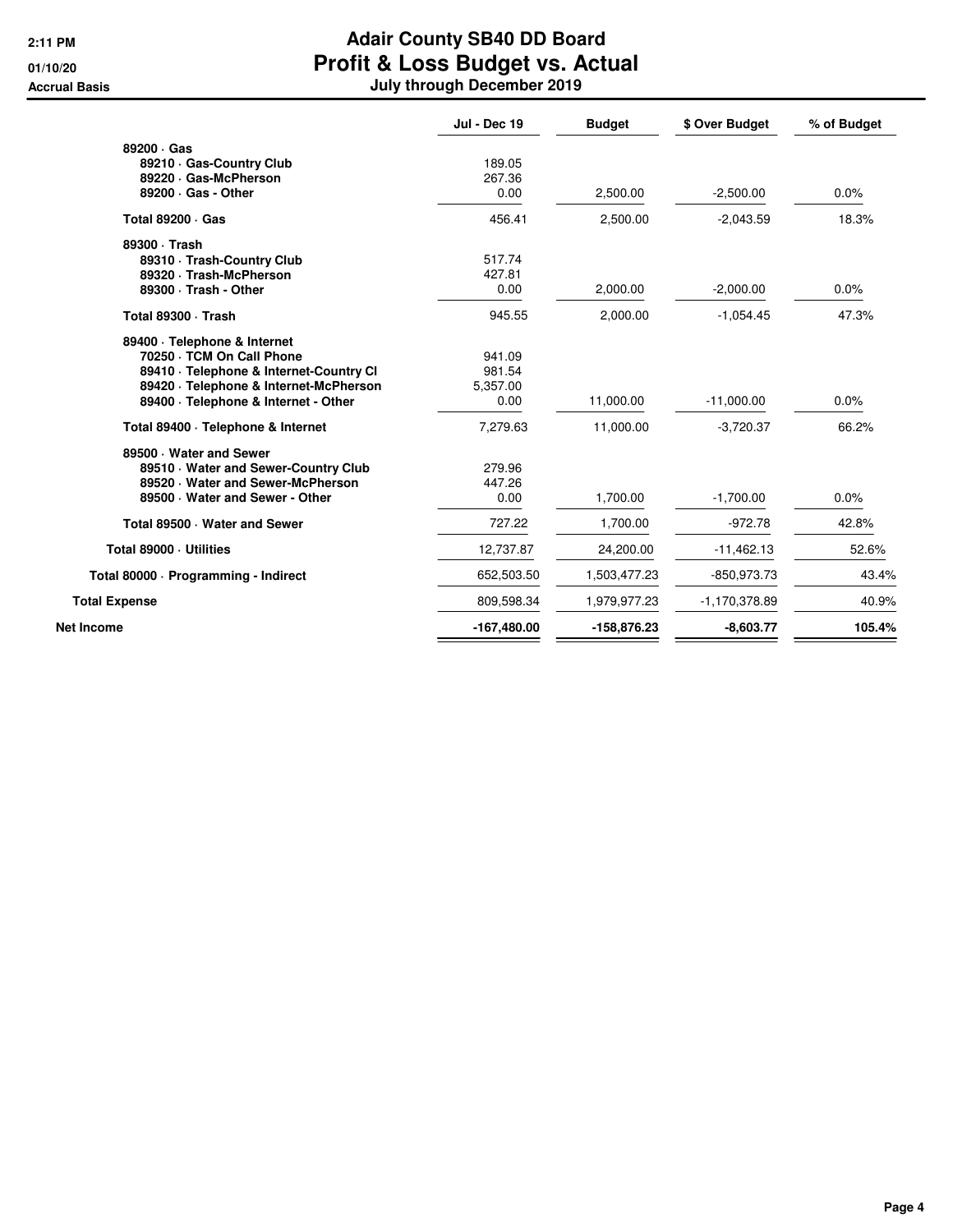# Adair County SB40 DD Board

## Profit & Loss Budget vs. Actual

### July through December 2019

2:11 PM
01/10/20
Accrual Basis

| | Jul - Dec 19 | Budget | $ Over Budget | % of Budget |
|---|---|---|---|---|
| 89200 · Gas | | | | |
| 89210 · Gas-Country Club | 189.05 | | | |
| 89220 · Gas-McPherson | 267.36 | | | |
| 89200 · Gas - Other | 0.00 | 2,500.00 | -2,500.00 | 0.0% |
| **Total 89200 · Gas** | 456.41 | 2,500.00 | -2,043.59 | 18.3% |
| 89300 · Trash | | | | |
| 89310 · Trash-Country Club | 517.74 | | | |
| 89320 · Trash-McPherson | 427.81 | | | |
| 89300 · Trash - Other | 0.00 | 2,000.00 | -2,000.00 | 0.0% |
| **Total 89300 · Trash** | 945.55 | 2,000.00 | -1,054.45 | 47.3% |
| 89400 · Telephone & Internet | | | | |
| 70250 · TCM On Call Phone | 941.09 | | | |
| 89410 · Telephone & Internet-Country Cl | 981.54 | | | |
| 89420 · Telephone & Internet-McPherson | 5,357.00 | | | |
| 89400 · Telephone & Internet - Other | 0.00 | 11,000.00 | -11,000.00 | 0.0% |
| **Total 89400 · Telephone & Internet** | 7,279.63 | 11,000.00 | -3,720.37 | 66.2% |
| 89500 · Water and Sewer | | | | |
| 89510 · Water and Sewer-Country Club | 279.96 | | | |
| 89520 · Water and Sewer-McPherson | 447.26 | | | |
| 89500 · Water and Sewer - Other | 0.00 | 1,700.00 | -1,700.00 | 0.0% |
| **Total 89500 · Water and Sewer** | 727.22 | 1,700.00 | -972.78 | 42.8% |
| **Total 89000 · Utilities** | 12,737.87 | 24,200.00 | -11,462.13 | 52.6% |
| **Total 80000 · Programming - Indirect** | 652,503.50 | 1,503,477.23 | -850,973.73 | 43.4% |
| **Total Expense** | 809,598.34 | 1,979,977.23 | -1,170,378.89 | 40.9% |
| **Net Income** | **-167,480.00** | **-158,876.23** | **-8,603.77** | **105.4%** |